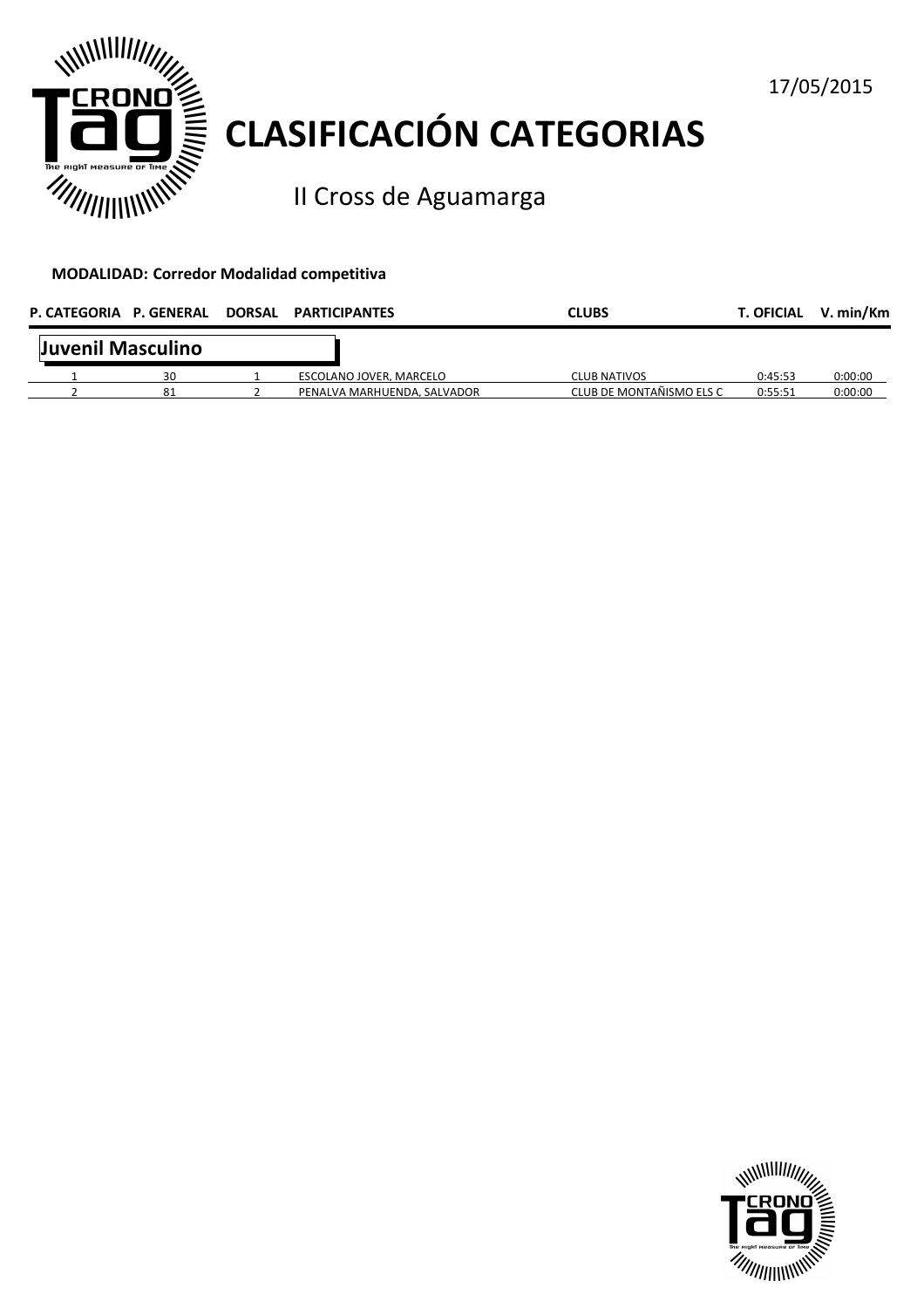# CLASIFICACIÓN CATEGORIAS

II Cross de Aguamarga

17/05/2015

**MODALIDAD: Corredor Modalidad competitiva**

| P. CATEGORIA | P. GENERAL | DORSAL | PARTICIPANTES | CLUBS | T. OFICIAL | V. min/Km |
|---|---|---|---|---|---|---|
| **Juvenil Masculino** | | | | | | |
| 1 | 30 | 1 | ESCOLANO JOVER, MARCELO | CLUB NATIVOS | 0:45:53 | 0:00:00 |
| 2 | 81 | 2 | PENALVA MARHUENDA, SALVADOR | CLUB DE MONTAÑISMO ELS C | 0:55:51 | 0:00:00 |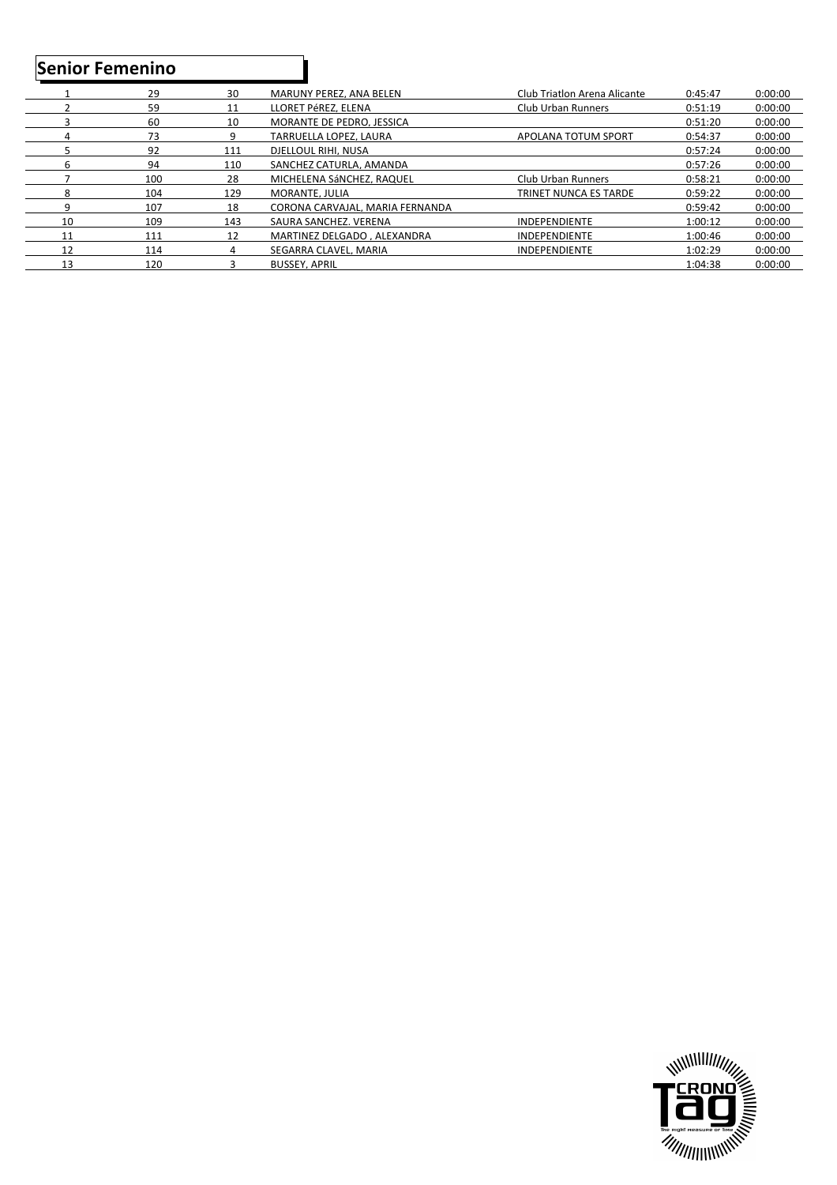## Senior Femenino

| | | | | | | |
|---|---|---|---|---|---|---|
| 1 | 29 | 30 | MARUNY PEREZ, ANA BELEN | Club Triatlon Arena Alicante | 0:45:47 | 0:00:00 |
| 2 | 59 | 11 | LLORET PéREZ, ELENA | Club Urban Runners | 0:51:19 | 0:00:00 |
| 3 | 60 | 10 | MORANTE DE PEDRO, JESSICA | | 0:51:20 | 0:00:00 |
| 4 | 73 | 9 | TARRUELLA LOPEZ, LAURA | APOLANA TOTUM SPORT | 0:54:37 | 0:00:00 |
| 5 | 92 | 111 | DJELLOUL RIHI, NUSA | | 0:57:24 | 0:00:00 |
| 6 | 94 | 110 | SANCHEZ CATURLA, AMANDA | | 0:57:26 | 0:00:00 |
| 7 | 100 | 28 | MICHELENA SáNCHEZ, RAQUEL | Club Urban Runners | 0:58:21 | 0:00:00 |
| 8 | 104 | 129 | MORANTE, JULIA | TRINET NUNCA ES TARDE | 0:59:22 | 0:00:00 |
| 9 | 107 | 18 | CORONA CARVAJAL, MARIA FERNANDA | | 0:59:42 | 0:00:00 |
| 10 | 109 | 143 | SAURA SANCHEZ. VERENA | INDEPENDIENTE | 1:00:12 | 0:00:00 |
| 11 | 111 | 12 | MARTINEZ DELGADO , ALEXANDRA | INDEPENDIENTE | 1:00:46 | 0:00:00 |
| 12 | 114 | 4 | SEGARRA CLAVEL, MARIA | INDEPENDIENTE | 1:02:29 | 0:00:00 |
| 13 | 120 | 3 | BUSSEY, APRIL | | 1:04:38 | 0:00:00 |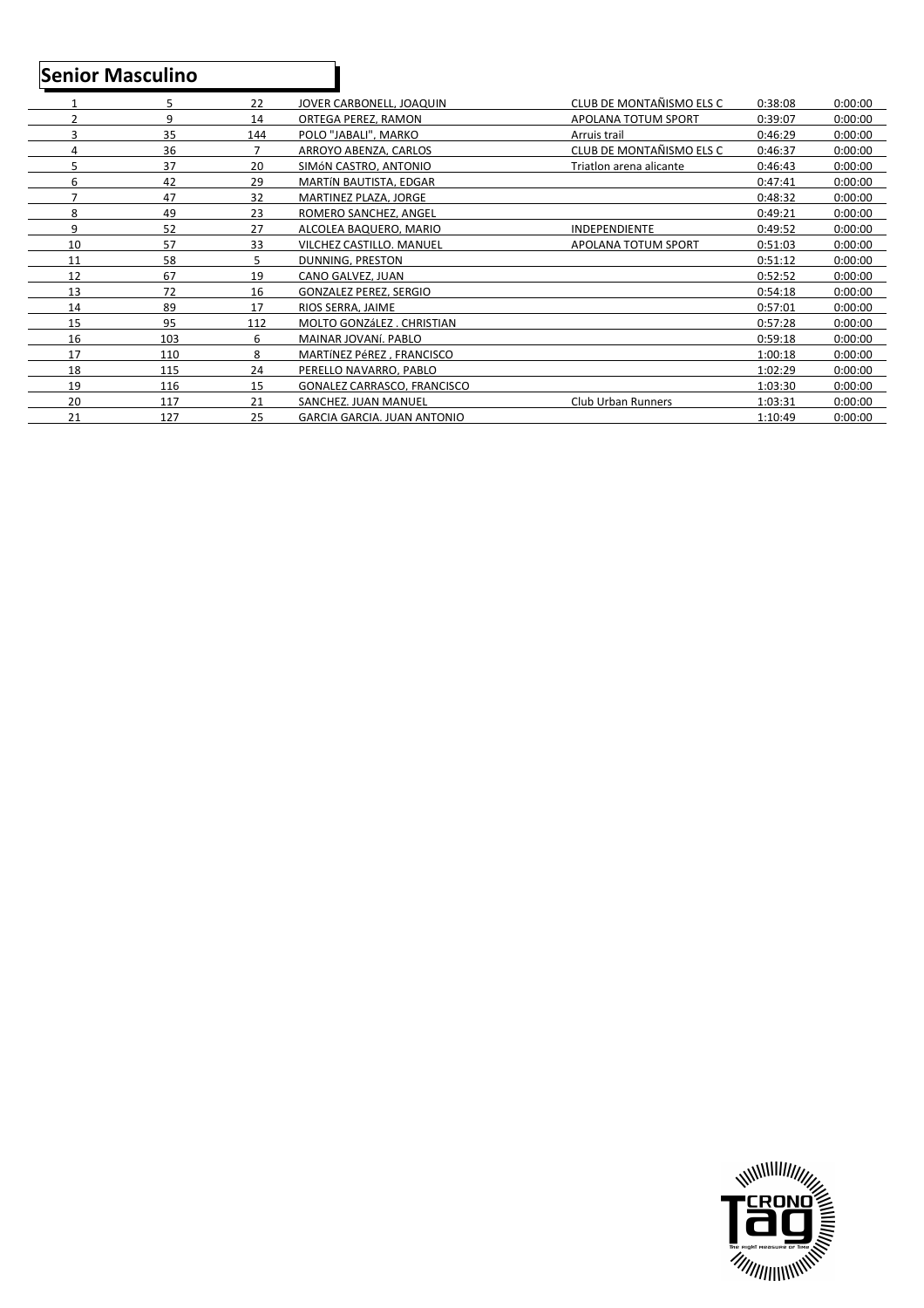## Senior Masculino

| | | | | | | |
|---|---|---|---|---|---|---|
| 1 | 5 | 22 | JOVER CARBONELL, JOAQUIN | CLUB DE MONTAÑISMO ELS C | 0:38:08 | 0:00:00 |
| 2 | 9 | 14 | ORTEGA PEREZ, RAMON | APOLANA TOTUM SPORT | 0:39:07 | 0:00:00 |
| 3 | 35 | 144 | POLO "JABALI", MARKO | Arruis trail | 0:46:29 | 0:00:00 |
| 4 | 36 | 7 | ARROYO ABENZA, CARLOS | CLUB DE MONTAÑISMO ELS C | 0:46:37 | 0:00:00 |
| 5 | 37 | 20 | SIMóN CASTRO, ANTONIO | Triatlon arena alicante | 0:46:43 | 0:00:00 |
| 6 | 42 | 29 | MARTíN BAUTISTA, EDGAR | | 0:47:41 | 0:00:00 |
| 7 | 47 | 32 | MARTINEZ PLAZA, JORGE | | 0:48:32 | 0:00:00 |
| 8 | 49 | 23 | ROMERO SANCHEZ, ANGEL | | 0:49:21 | 0:00:00 |
| 9 | 52 | 27 | ALCOLEA BAQUERO, MARIO | INDEPENDIENTE | 0:49:52 | 0:00:00 |
| 10 | 57 | 33 | VILCHEZ CASTILLO. MANUEL | APOLANA TOTUM SPORT | 0:51:03 | 0:00:00 |
| 11 | 58 | 5 | DUNNING, PRESTON | | 0:51:12 | 0:00:00 |
| 12 | 67 | 19 | CANO GALVEZ, JUAN | | 0:52:52 | 0:00:00 |
| 13 | 72 | 16 | GONZALEZ PEREZ, SERGIO | | 0:54:18 | 0:00:00 |
| 14 | 89 | 17 | RIOS SERRA, JAIME | | 0:57:01 | 0:00:00 |
| 15 | 95 | 112 | MOLTO GONZáLEZ . CHRISTIAN | | 0:57:28 | 0:00:00 |
| 16 | 103 | 6 | MAINAR JOVANí. PABLO | | 0:59:18 | 0:00:00 |
| 17 | 110 | 8 | MARTíNEZ PéREZ , FRANCISCO | | 1:00:18 | 0:00:00 |
| 18 | 115 | 24 | PERELLO NAVARRO, PABLO | | 1:02:29 | 0:00:00 |
| 19 | 116 | 15 | GONALEZ CARRASCO, FRANCISCO | | 1:03:30 | 0:00:00 |
| 20 | 117 | 21 | SANCHEZ. JUAN MANUEL | Club Urban Runners | 1:03:31 | 0:00:00 |
| 21 | 127 | 25 | GARCIA GARCIA. JUAN ANTONIO | | 1:10:49 | 0:00:00 |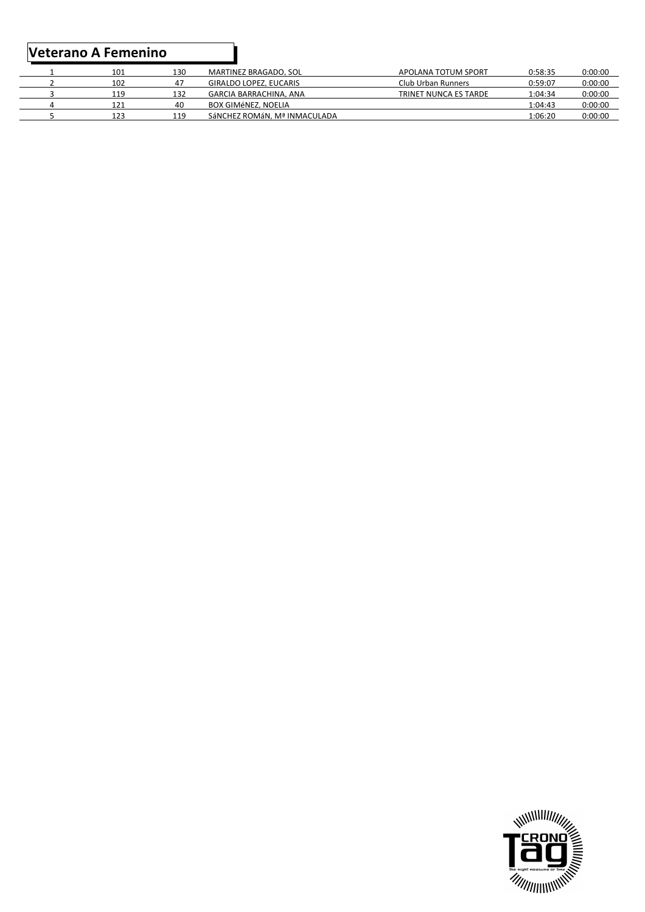## Veterano A Femenino

| | | | | | | |
|---|---|---|---|---|---|---|
| 1 | 101 | 130 | MARTINEZ BRAGADO, SOL | APOLANA TOTUM SPORT | 0:58:35 | 0:00:00 |
| 2 | 102 | 47 | GIRALDO LOPEZ, EUCARIS | Club Urban Runners | 0:59:07 | 0:00:00 |
| 3 | 119 | 132 | GARCIA BARRACHINA, ANA | TRINET NUNCA ES TARDE | 1:04:34 | 0:00:00 |
| 4 | 121 | 40 | BOX GIMéNEZ, NOELIA | | 1:04:43 | 0:00:00 |
| 5 | 123 | 119 | SáNCHEZ ROMáN, Mª INMACULADA | | 1:06:20 | 0:00:00 |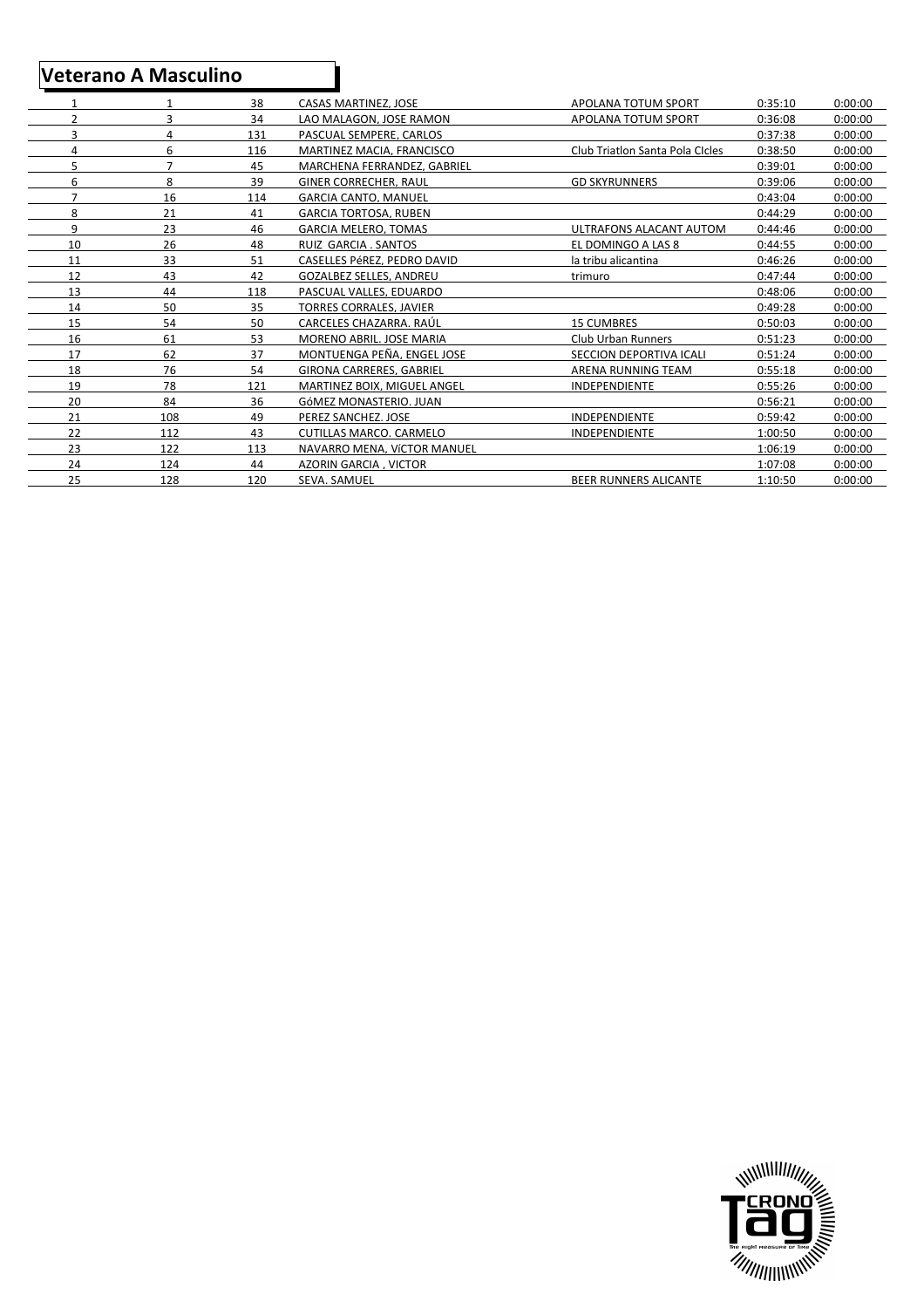## Veterano A Masculino

| | | | | | | |
|---|---|---|---|---|---|---|
| 1 | 1 | 38 | CASAS MARTINEZ, JOSE | APOLANA TOTUM SPORT | 0:35:10 | 0:00:00 |
| 2 | 3 | 34 | LAO MALAGON, JOSE RAMON | APOLANA TOTUM SPORT | 0:36:08 | 0:00:00 |
| 3 | 4 | 131 | PASCUAL SEMPERE, CARLOS | | 0:37:38 | 0:00:00 |
| 4 | 6 | 116 | MARTINEZ MACIA, FRANCISCO | Club Triatlon Santa Pola CIcles | 0:38:50 | 0:00:00 |
| 5 | 7 | 45 | MARCHENA FERRANDEZ, GABRIEL | | 0:39:01 | 0:00:00 |
| 6 | 8 | 39 | GINER CORRECHER, RAUL | GD SKYRUNNERS | 0:39:06 | 0:00:00 |
| 7 | 16 | 114 | GARCIA CANTO, MANUEL | | 0:43:04 | 0:00:00 |
| 8 | 21 | 41 | GARCIA TORTOSA, RUBEN | | 0:44:29 | 0:00:00 |
| 9 | 23 | 46 | GARCIA MELERO, TOMAS | ULTRAFONS ALACANT AUTOM | 0:44:46 | 0:00:00 |
| 10 | 26 | 48 | RUIZ GARCIA . SANTOS | EL DOMINGO A LAS 8 | 0:44:55 | 0:00:00 |
| 11 | 33 | 51 | CASELLES PéREZ, PEDRO DAVID | la tribu alicantina | 0:46:26 | 0:00:00 |
| 12 | 43 | 42 | GOZALBEZ SELLES, ANDREU | trimuro | 0:47:44 | 0:00:00 |
| 13 | 44 | 118 | PASCUAL VALLES, EDUARDO | | 0:48:06 | 0:00:00 |
| 14 | 50 | 35 | TORRES CORRALES, JAVIER | | 0:49:28 | 0:00:00 |
| 15 | 54 | 50 | CARCELES CHAZARRA. RAÚL | 15 CUMBRES | 0:50:03 | 0:00:00 |
| 16 | 61 | 53 | MORENO ABRIL. JOSE MARIA | Club Urban Runners | 0:51:23 | 0:00:00 |
| 17 | 62 | 37 | MONTUENGA PEÑA, ENGEL JOSE | SECCION DEPORTIVA ICALI | 0:51:24 | 0:00:00 |
| 18 | 76 | 54 | GIRONA CARRERES, GABRIEL | ARENA RUNNING TEAM | 0:55:18 | 0:00:00 |
| 19 | 78 | 121 | MARTINEZ BOIX, MIGUEL ANGEL | INDEPENDIENTE | 0:55:26 | 0:00:00 |
| 20 | 84 | 36 | GóMEZ MONASTERIO. JUAN | | 0:56:21 | 0:00:00 |
| 21 | 108 | 49 | PEREZ SANCHEZ. JOSE | INDEPENDIENTE | 0:59:42 | 0:00:00 |
| 22 | 112 | 43 | CUTILLAS MARCO. CARMELO | INDEPENDIENTE | 1:00:50 | 0:00:00 |
| 23 | 122 | 113 | NAVARRO MENA, VíCTOR MANUEL | | 1:06:19 | 0:00:00 |
| 24 | 124 | 44 | AZORIN GARCIA , VICTOR | | 1:07:08 | 0:00:00 |
| 25 | 128 | 120 | SEVA. SAMUEL | BEER RUNNERS ALICANTE | 1:10:50 | 0:00:00 |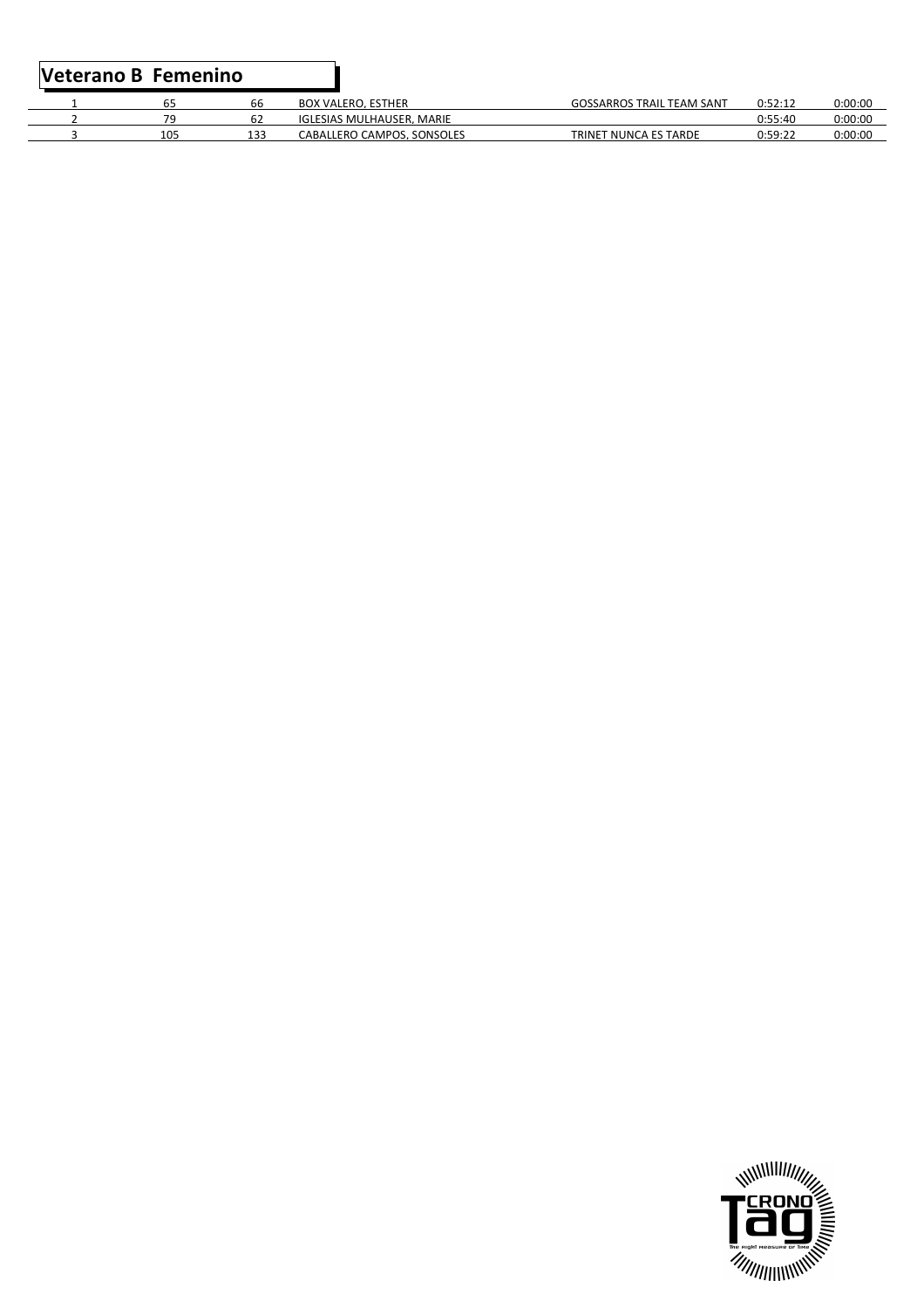## Veterano B Femenino

| | | | | | | |
|---|---|---|---|---|---|---|
| 1 | 65 | 66 | BOX VALERO, ESTHER | GOSSARROS TRAIL TEAM SANT | 0:52:12 | 0:00:00 |
| 2 | 79 | 62 | IGLESIAS MULHAUSER, MARIE | | 0:55:40 | 0:00:00 |
| 3 | 105 | 133 | CABALLERO CAMPOS, SONSOLES | TRINET NUNCA ES TARDE | 0:59:22 | 0:00:00 |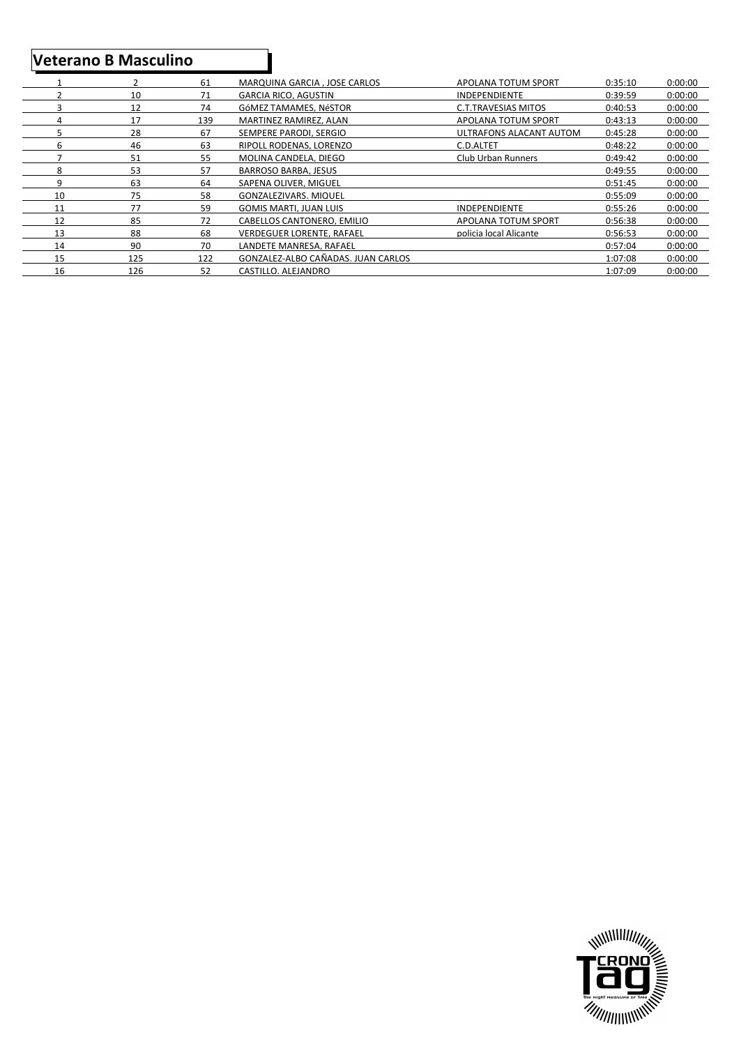## Veterano B Masculino

| | | | | | | |
|---|---|---|---|---|---|---|
| 1 | 2 | 61 | MARQUINA GARCIA , JOSE CARLOS | APOLANA TOTUM SPORT | 0:35:10 | 0:00:00 |
| 2 | 10 | 71 | GARCIA RICO, AGUSTIN | INDEPENDIENTE | 0:39:59 | 0:00:00 |
| 3 | 12 | 74 | GóMEZ TAMAMES, NéSTOR | C.T.TRAVESIAS MITOS | 0:40:53 | 0:00:00 |
| 4 | 17 | 139 | MARTINEZ RAMIREZ, ALAN | APOLANA TOTUM SPORT | 0:43:13 | 0:00:00 |
| 5 | 28 | 67 | SEMPERE PARODI, SERGIO | ULTRAFONS ALACANT AUTOM | 0:45:28 | 0:00:00 |
| 6 | 46 | 63 | RIPOLL RODENAS, LORENZO | C.D.ALTET | 0:48:22 | 0:00:00 |
| 7 | 51 | 55 | MOLINA CANDELA, DIEGO | Club Urban Runners | 0:49:42 | 0:00:00 |
| 8 | 53 | 57 | BARROSO BARBA, JESUS | | 0:49:55 | 0:00:00 |
| 9 | 63 | 64 | SAPENA OLIVER, MIGUEL | | 0:51:45 | 0:00:00 |
| 10 | 75 | 58 | GONZALEZIVARS, MIQUEL | | 0:55:09 | 0:00:00 |
| 11 | 77 | 59 | GOMIS MARTI, JUAN LUIS | INDEPENDIENTE | 0:55:26 | 0:00:00 |
| 12 | 85 | 72 | CABELLOS CANTONERO, EMILIO | APOLANA TOTUM SPORT | 0:56:38 | 0:00:00 |
| 13 | 88 | 68 | VERDEGUER LORENTE, RAFAEL | policia local Alicante | 0:56:53 | 0:00:00 |
| 14 | 90 | 70 | LANDETE MANRESA, RAFAEL | | 0:57:04 | 0:00:00 |
| 15 | 125 | 122 | GONZALEZ-ALBO CAÑADAS, JUAN CARLOS | | 1:07:08 | 0:00:00 |
| 16 | 126 | 52 | CASTILLO, ALEJANDRO | | 1:07:09 | 0:00:00 |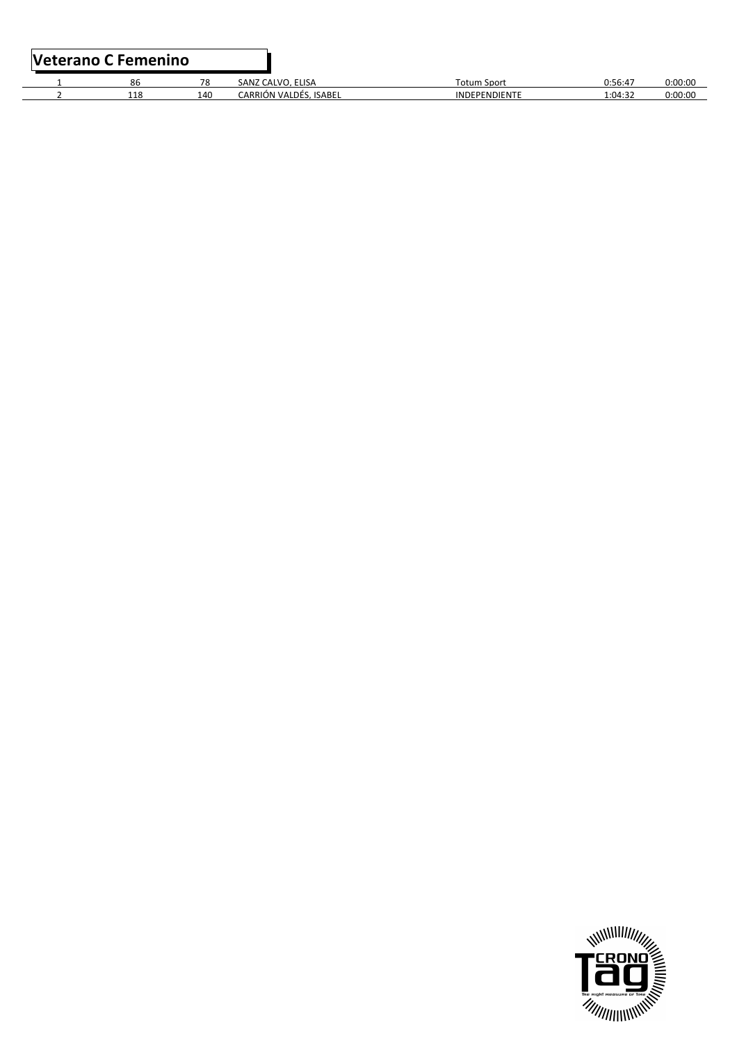## Veterano C Femenino

| | | | | | | |
|---|---|---|---|---|---|---|
| 1 | 86 | 78 | SANZ CALVO, ELISA | Totum Sport | 0:56:47 | 0:00:00 |
| 2 | 118 | 140 | CARRIÓN VALDÉS, ISABEL | INDEPENDIENTE | 1:04:32 | 0:00:00 |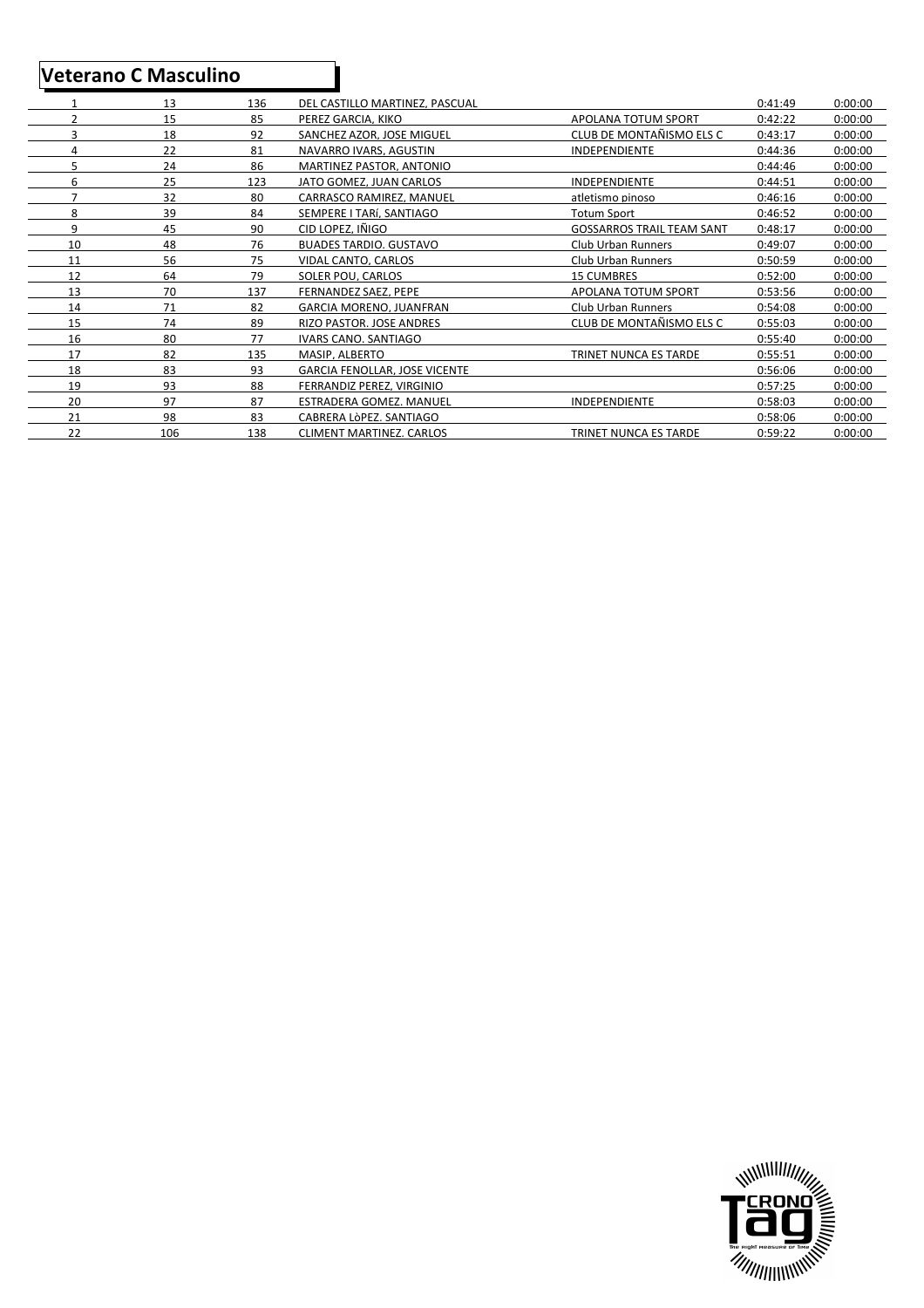## Veterano C Masculino

| | | | | | | |
|---|---|---|---|---|---|---|
| 1 | 13 | 136 | DEL CASTILLO MARTINEZ, PASCUAL | | 0:41:49 | 0:00:00 |
| 2 | 15 | 85 | PEREZ GARCIA, KIKO | APOLANA TOTUM SPORT | 0:42:22 | 0:00:00 |
| 3 | 18 | 92 | SANCHEZ AZOR, JOSE MIGUEL | CLUB DE MONTAÑISMO ELS C | 0:43:17 | 0:00:00 |
| 4 | 22 | 81 | NAVARRO IVARS, AGUSTIN | INDEPENDIENTE | 0:44:36 | 0:00:00 |
| 5 | 24 | 86 | MARTINEZ PASTOR, ANTONIO | | 0:44:46 | 0:00:00 |
| 6 | 25 | 123 | JATO GOMEZ, JUAN CARLOS | INDEPENDIENTE | 0:44:51 | 0:00:00 |
| 7 | 32 | 80 | CARRASCO RAMIREZ, MANUEL | atletismo pinoso | 0:46:16 | 0:00:00 |
| 8 | 39 | 84 | SEMPERE I TARÍ, SANTIAGO | Totum Sport | 0:46:52 | 0:00:00 |
| 9 | 45 | 90 | CID LOPEZ, IÑIGO | GOSSARROS TRAIL TEAM SANT | 0:48:17 | 0:00:00 |
| 10 | 48 | 76 | BUADES TARDIO, GUSTAVO | Club Urban Runners | 0:49:07 | 0:00:00 |
| 11 | 56 | 75 | VIDAL CANTO, CARLOS | Club Urban Runners | 0:50:59 | 0:00:00 |
| 12 | 64 | 79 | SOLER POU, CARLOS | 15 CUMBRES | 0:52:00 | 0:00:00 |
| 13 | 70 | 137 | FERNANDEZ SAEZ, PEPE | APOLANA TOTUM SPORT | 0:53:56 | 0:00:00 |
| 14 | 71 | 82 | GARCIA MORENO, JUANFRAN | Club Urban Runners | 0:54:08 | 0:00:00 |
| 15 | 74 | 89 | RIZO PASTOR, JOSE ANDRES | CLUB DE MONTAÑISMO ELS C | 0:55:03 | 0:00:00 |
| 16 | 80 | 77 | IVARS CANO, SANTIAGO | | 0:55:40 | 0:00:00 |
| 17 | 82 | 135 | MASIP, ALBERTO | TRINET NUNCA ES TARDE | 0:55:51 | 0:00:00 |
| 18 | 83 | 93 | GARCIA FENOLLAR, JOSE VICENTE | | 0:56:06 | 0:00:00 |
| 19 | 93 | 88 | FERRANDIZ PEREZ, VIRGINIO | | 0:57:25 | 0:00:00 |
| 20 | 97 | 87 | ESTRADERA GOMEZ, MANUEL | INDEPENDIENTE | 0:58:03 | 0:00:00 |
| 21 | 98 | 83 | CABRERA LòPEZ, SANTIAGO | | 0:58:06 | 0:00:00 |
| 22 | 106 | 138 | CLIMENT MARTINEZ, CARLOS | TRINET NUNCA ES TARDE | 0:59:22 | 0:00:00 |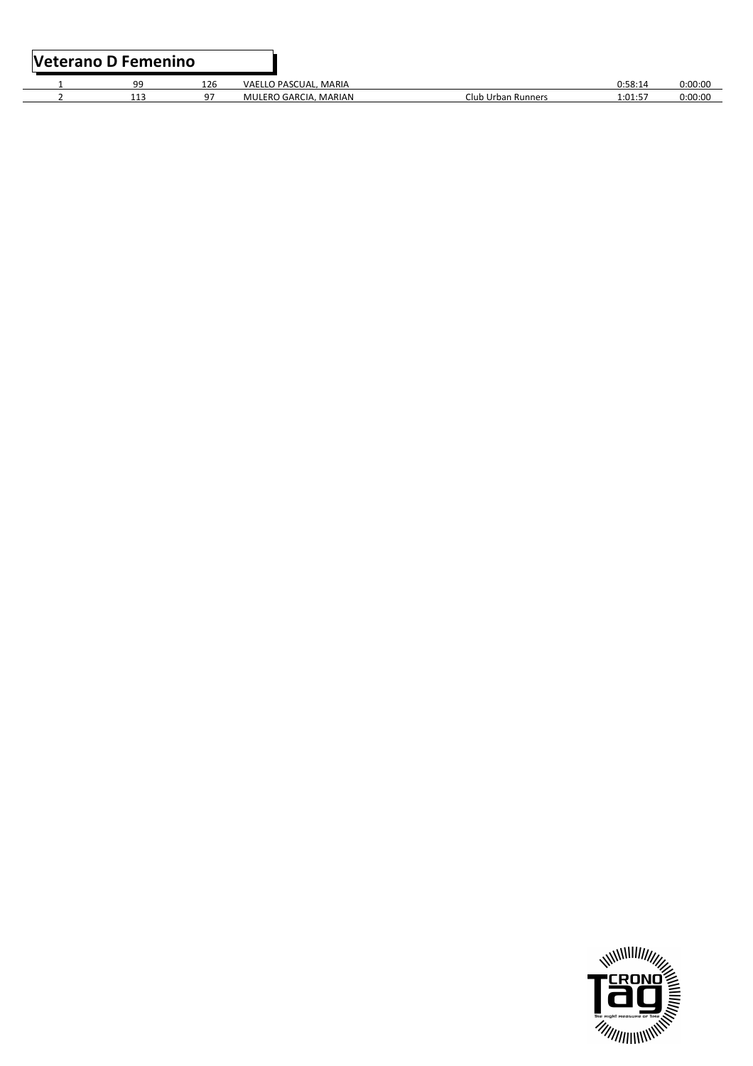## Veterano D Femenino

| | | | | | | |
|---|---|---|---|---|---|---|
| 1 | 99 | 126 | VAELLO PASCUAL, MARIA | | 0:58:14 | 0:00:00 |
| 2 | 113 | 97 | MULERO GARCIA, MARIAN | Club Urban Runners | 1:01:57 | 0:00:00 |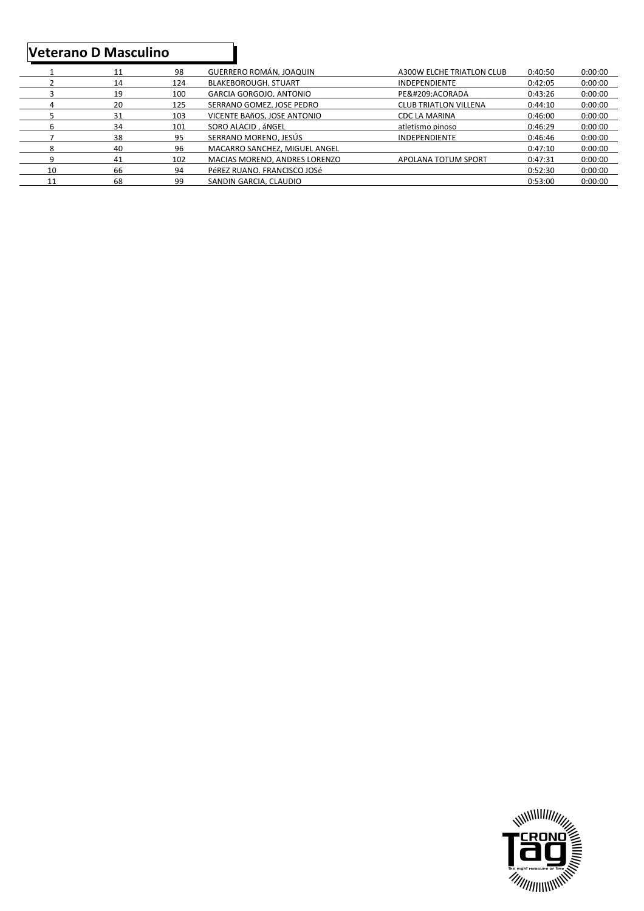## Veterano D Masculino

| | | | | | | |
|---|---|---|---|---|---|---|
| 1 | 11 | 98 | GUERRERO ROMÁN, JOAQUIN | A300W ELCHE TRIATLON CLUB | 0:40:50 | 0:00:00 |
| 2 | 14 | 124 | BLAKEBOROUGH, STUART | INDEPENDIENTE | 0:42:05 | 0:00:00 |
| 3 | 19 | 100 | GARCIA GORGOJO, ANTONIO | PE&#209;ACORADA | 0:43:26 | 0:00:00 |
| 4 | 20 | 125 | SERRANO GOMEZ, JOSE PEDRO | CLUB TRIATLON VILLENA | 0:44:10 | 0:00:00 |
| 5 | 31 | 103 | VICENTE BAñOS, JOSE ANTONIO | CDC LA MARINA | 0:46:00 | 0:00:00 |
| 6 | 34 | 101 | SORO ALACID , áNGEL | atletismo pinoso | 0:46:29 | 0:00:00 |
| 7 | 38 | 95 | SERRANO MORENO, JESÚS | INDEPENDIENTE | 0:46:46 | 0:00:00 |
| 8 | 40 | 96 | MACARRO SANCHEZ, MIGUEL ANGEL | | 0:47:10 | 0:00:00 |
| 9 | 41 | 102 | MACIAS MORENO, ANDRES LORENZO | APOLANA TOTUM SPORT | 0:47:31 | 0:00:00 |
| 10 | 66 | 94 | PéREZ RUANO. FRANCISCO JOSé | | 0:52:30 | 0:00:00 |
| 11 | 68 | 99 | SANDIN GARCIA, CLAUDIO | | 0:53:00 | 0:00:00 |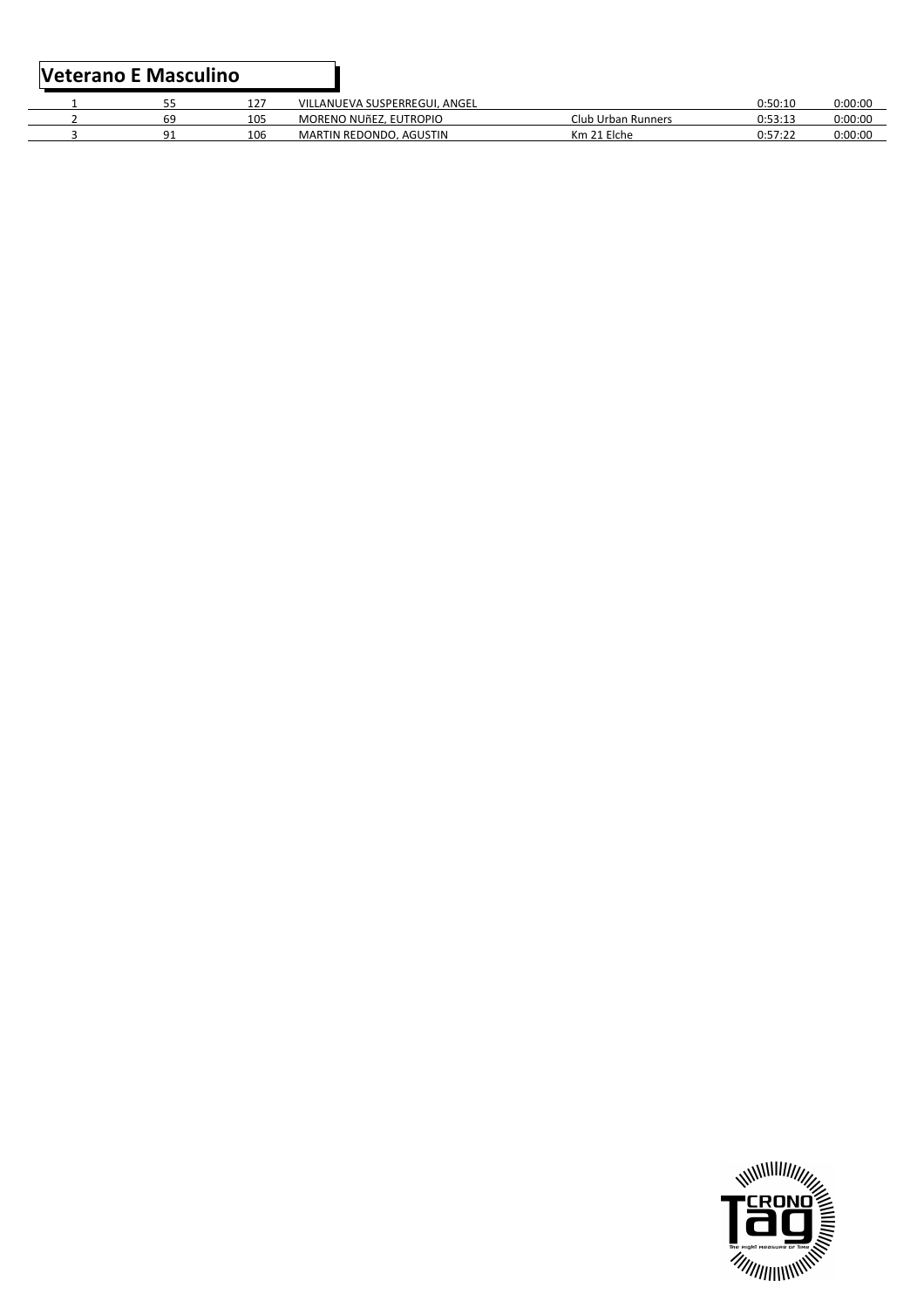## Veterano E Masculino

| | | | | | | |
|---|---|---|---|---|---|---|
| 1 | 55 | 127 | VILLANUEVA SUSPERREGUI, ANGEL | | 0:50:10 | 0:00:00 |
| 2 | 69 | 105 | MORENO NUñEZ, EUTROPIO | Club Urban Runners | 0:53:13 | 0:00:00 |
| 3 | 91 | 106 | MARTIN REDONDO, AGUSTIN | Km 21 Elche | 0:57:22 | 0:00:00 |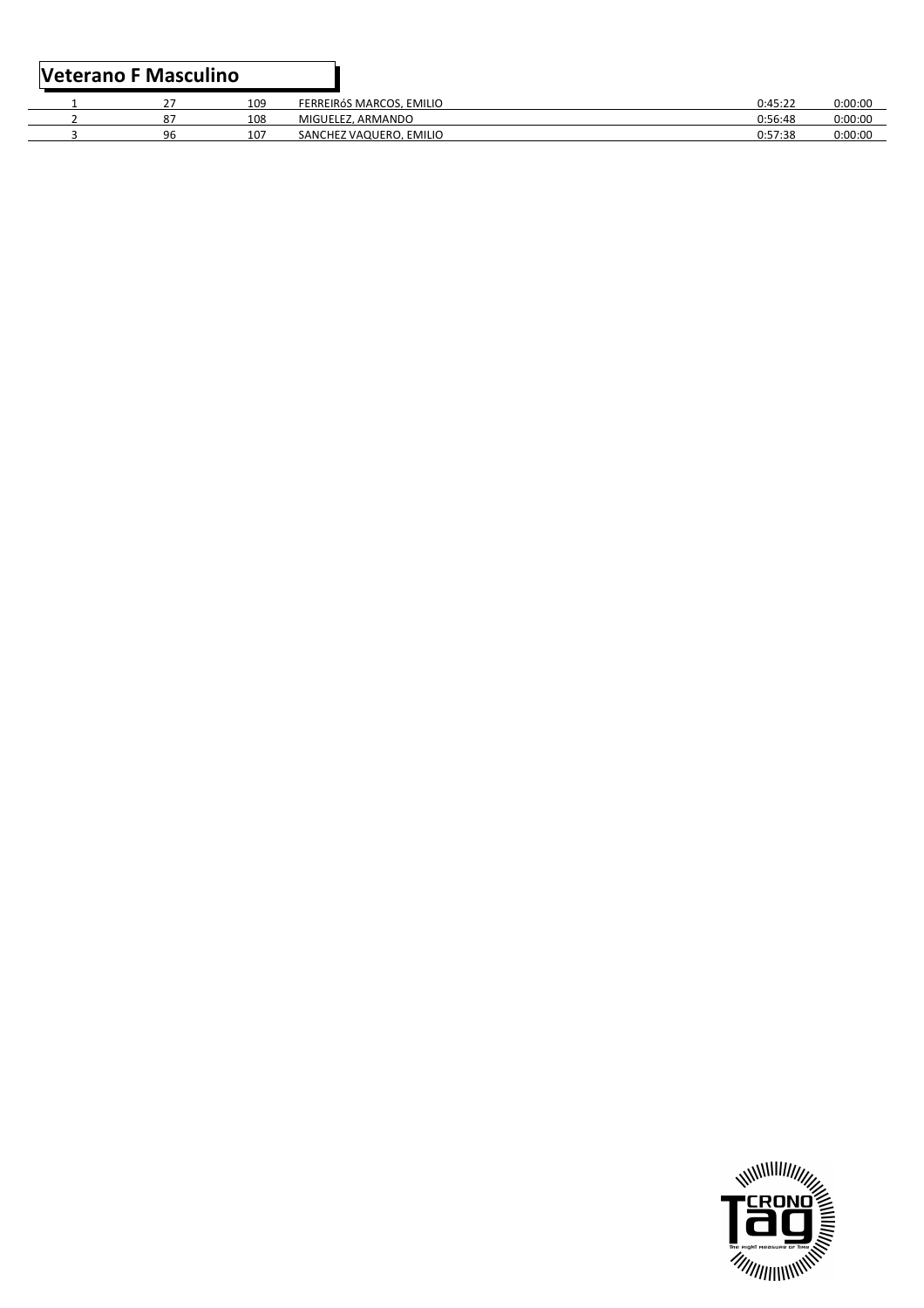## Veterano F Masculino

| | | | | | |
|---|---|---|---|---|---|
| 1 | 27 | 109 | FERREIRóS MARCOS, EMILIO | 0:45:22 | 0:00:00 |
| 2 | 87 | 108 | MIGUELEZ, ARMANDO | 0:56:48 | 0:00:00 |
| 3 | 96 | 107 | SANCHEZ VAQUERO, EMILIO | 0:57:38 | 0:00:00 |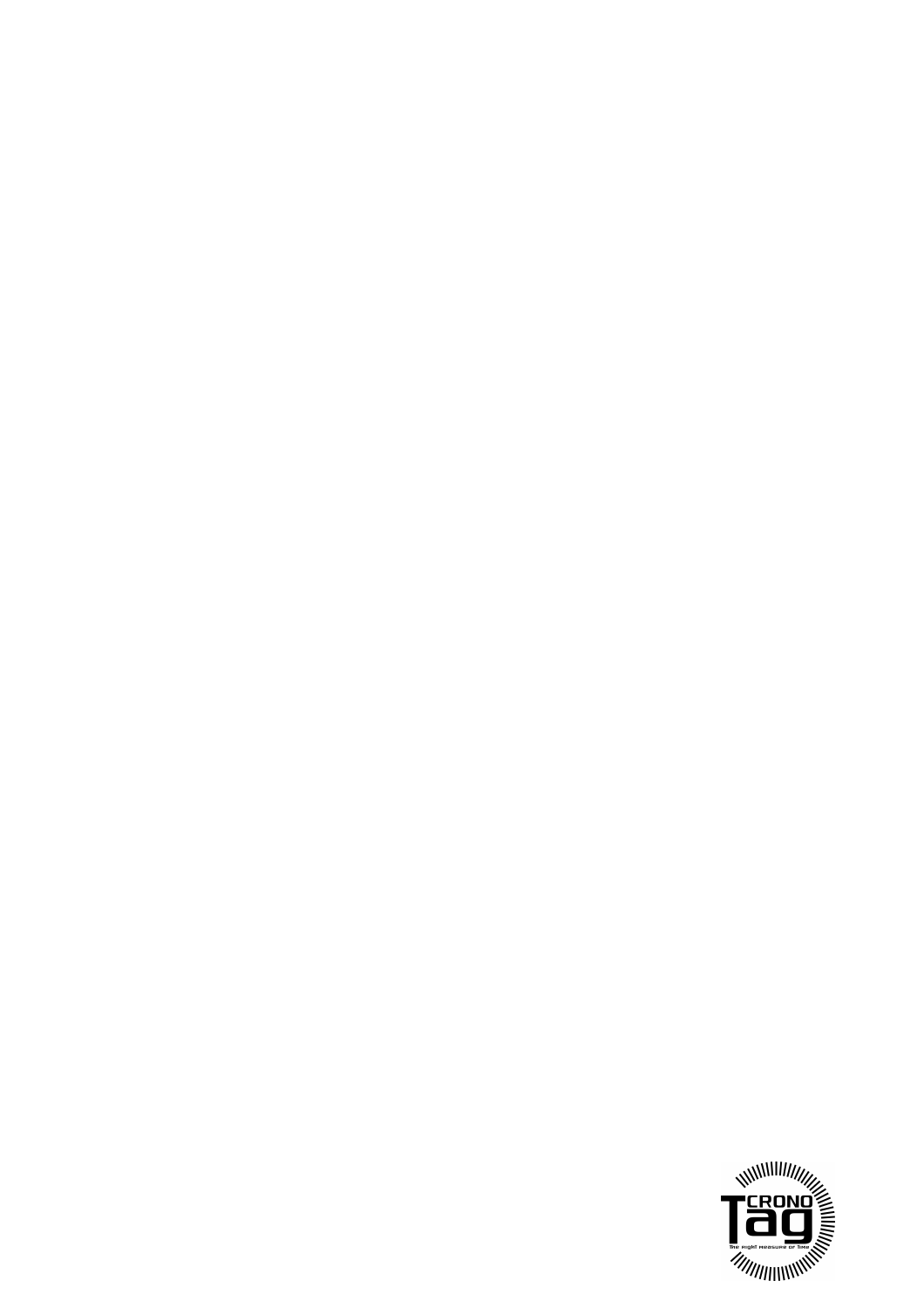CRONO Tag

The right measure of time